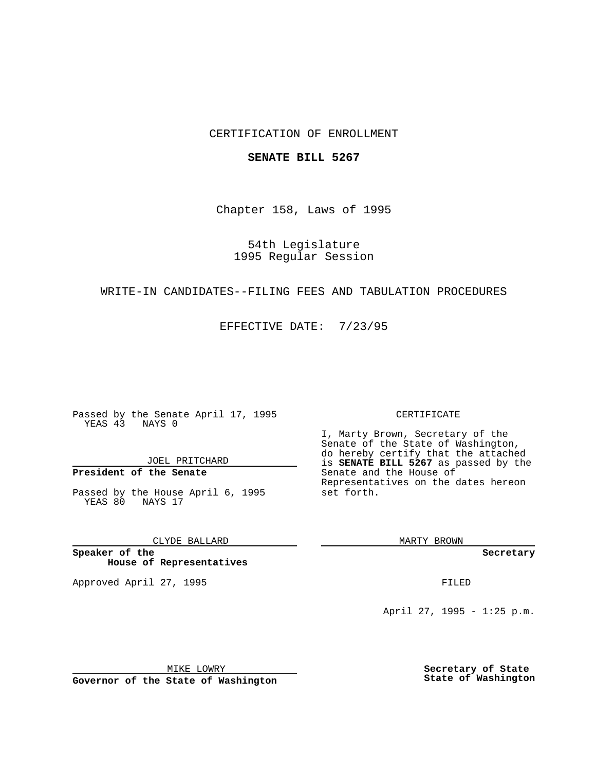CERTIFICATION OF ENROLLMENT

**SENATE BILL 5267**

Chapter 158, Laws of 1995

54th Legislature
1995 Regular Session

WRITE-IN CANDIDATES--FILING FEES AND TABULATION PROCEDURES

EFFECTIVE DATE: 7/23/95

Passed by the Senate April 17, 1995
YEAS 43 NAYS 0

JOEL PRITCHARD

**President of the Senate**

Passed by the House April 6, 1995
YEAS 80 NAYS 17

CLYDE BALLARD

**Speaker of the House of Representatives**

Approved April 27, 1995

MIKE LOWRY

**Governor of the State of Washington**

CERTIFICATE

I, Marty Brown, Secretary of the Senate of the State of Washington, do hereby certify that the attached is **SENATE BILL 5267** as passed by the Senate and the House of Representatives on the dates hereon set forth.

MARTY BROWN

**Secretary**

FILED

April 27, 1995 - 1:25 p.m.

**Secretary of State**
**State of Washington**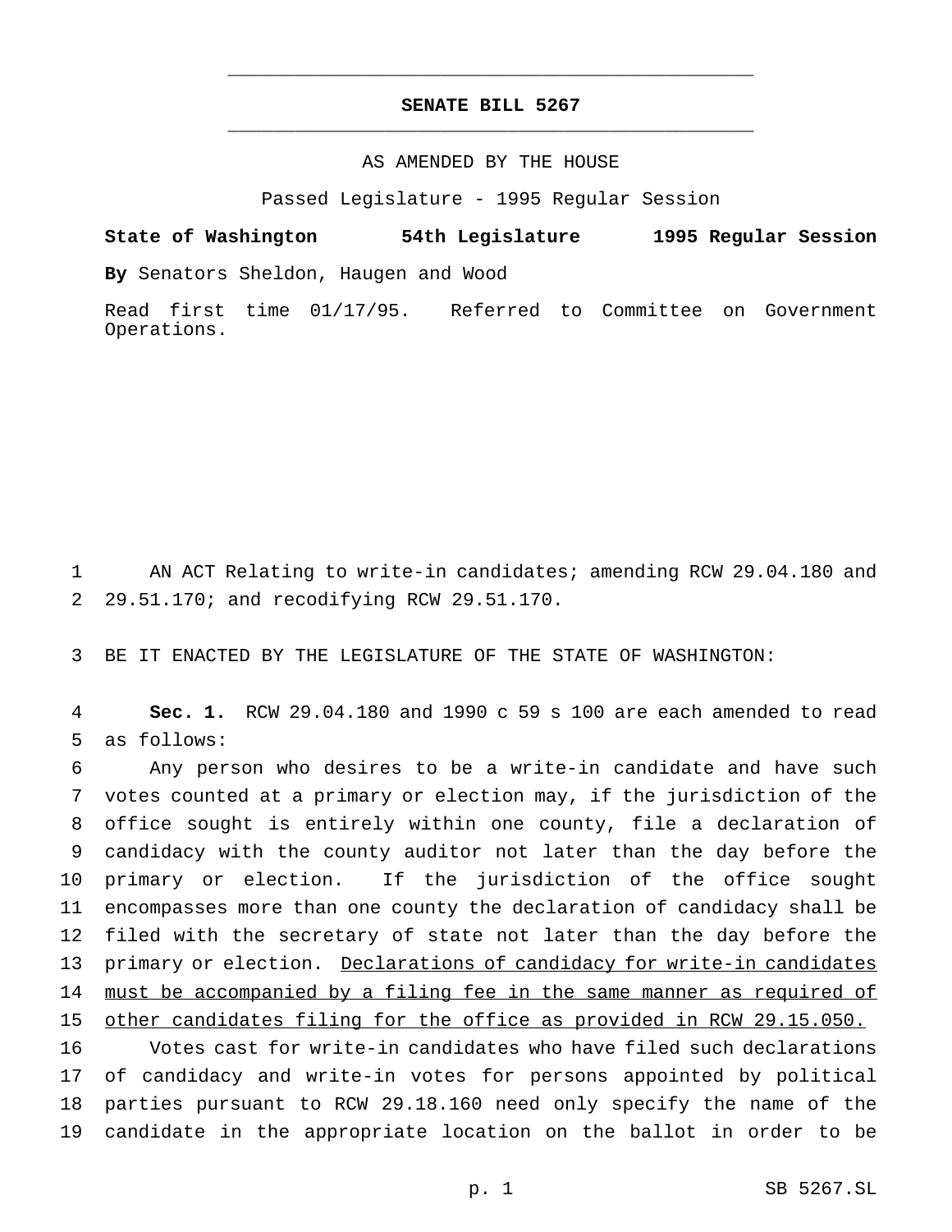# SENATE BILL 5267

AS AMENDED BY THE HOUSE

Passed Legislature - 1995 Regular Session

**State of Washington 54th Legislature 1995 Regular Session**

**By** Senators Sheldon, Haugen and Wood

Read first time 01/17/95. Referred to Committee on Government Operations.

AN ACT Relating to write-in candidates; amending RCW 29.04.180 and 29.51.170; and recodifying RCW 29.51.170.

BE IT ENACTED BY THE LEGISLATURE OF THE STATE OF WASHINGTON:

**Sec. 1.** RCW 29.04.180 and 1990 c 59 s 100 are each amended to read as follows:

Any person who desires to be a write-in candidate and have such votes counted at a primary or election may, if the jurisdiction of the office sought is entirely within one county, file a declaration of candidacy with the county auditor not later than the day before the primary or election. If the jurisdiction of the office sought encompasses more than one county the declaration of candidacy shall be filed with the secretary of state not later than the day before the primary or election. <u>Declarations of candidacy for write-in candidates must be accompanied by a filing fee in the same manner as required of other candidates filing for the office as provided in RCW 29.15.050.</u>

Votes cast for write-in candidates who have filed such declarations of candidacy and write-in votes for persons appointed by political parties pursuant to RCW 29.18.160 need only specify the name of the candidate in the appropriate location on the ballot in order to be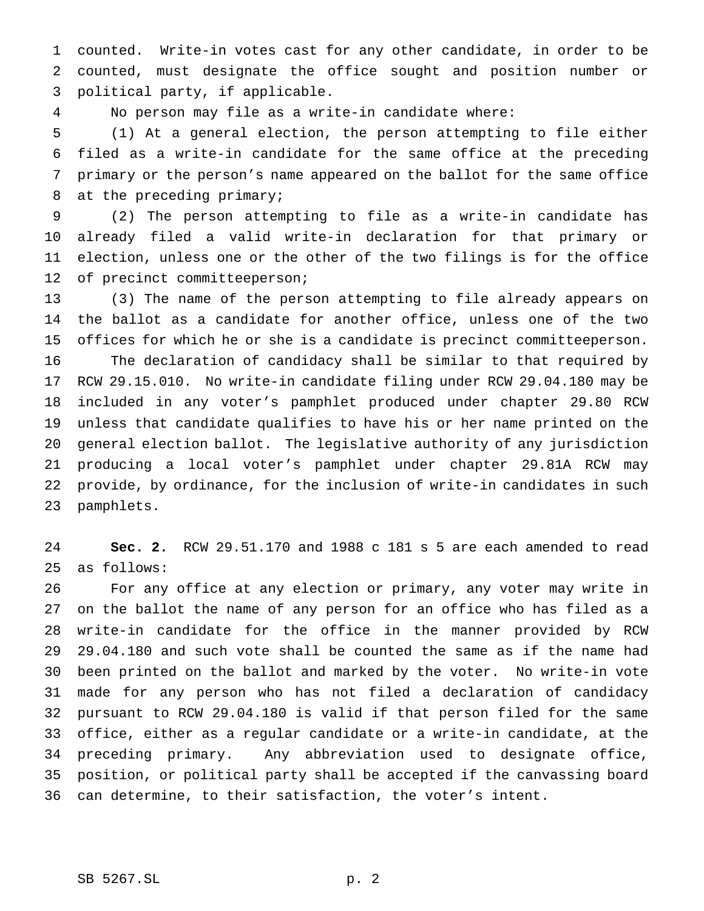counted. Write-in votes cast for any other candidate, in order to be counted, must designate the office sought and position number or political party, if applicable.

No person may file as a write-in candidate where:

(1) At a general election, the person attempting to file either filed as a write-in candidate for the same office at the preceding primary or the person's name appeared on the ballot for the same office at the preceding primary;

(2) The person attempting to file as a write-in candidate has already filed a valid write-in declaration for that primary or election, unless one or the other of the two filings is for the office of precinct committeeperson;

(3) The name of the person attempting to file already appears on the ballot as a candidate for another office, unless one of the two offices for which he or she is a candidate is precinct committeeperson.

The declaration of candidacy shall be similar to that required by RCW 29.15.010. No write-in candidate filing under RCW 29.04.180 may be included in any voter's pamphlet produced under chapter 29.80 RCW unless that candidate qualifies to have his or her name printed on the general election ballot. The legislative authority of any jurisdiction producing a local voter's pamphlet under chapter 29.81A RCW may provide, by ordinance, for the inclusion of write-in candidates in such pamphlets.

**Sec. 2.** RCW 29.51.170 and 1988 c 181 s 5 are each amended to read as follows:

For any office at any election or primary, any voter may write in on the ballot the name of any person for an office who has filed as a write-in candidate for the office in the manner provided by RCW 29.04.180 and such vote shall be counted the same as if the name had been printed on the ballot and marked by the voter. No write-in vote made for any person who has not filed a declaration of candidacy pursuant to RCW 29.04.180 is valid if that person filed for the same office, either as a regular candidate or a write-in candidate, at the preceding primary. Any abbreviation used to designate office, position, or political party shall be accepted if the canvassing board can determine, to their satisfaction, the voter's intent.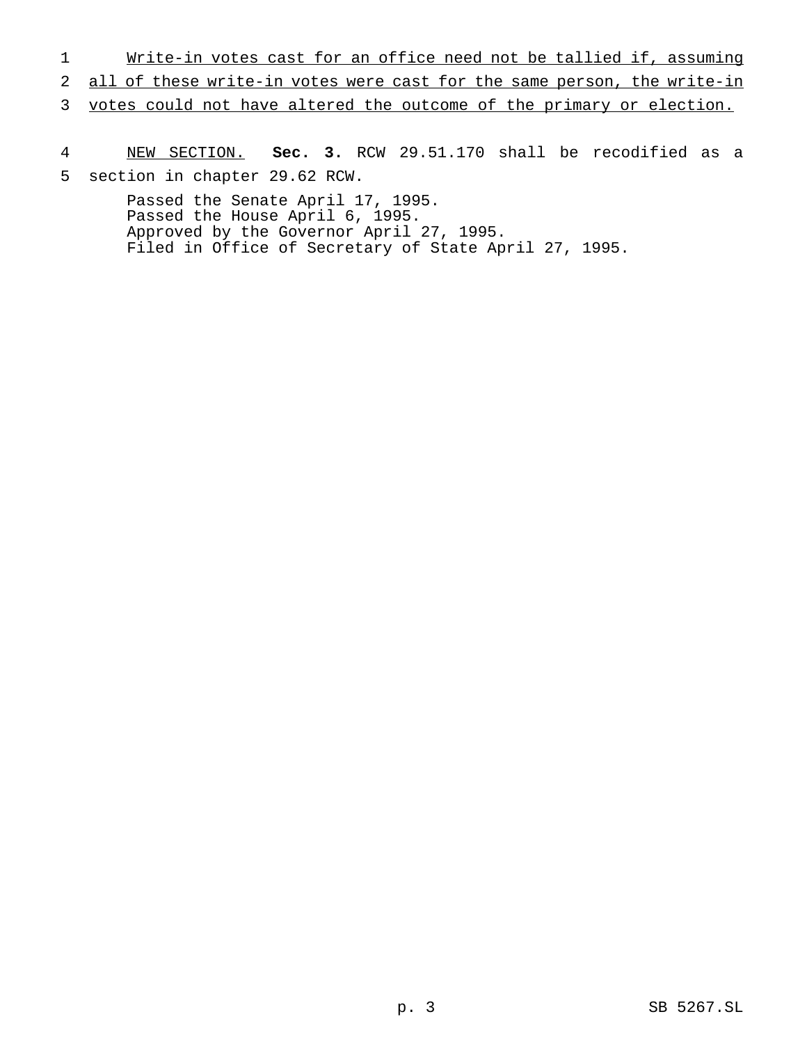Write-in votes cast for an office need not be tallied if, assuming all of these write-in votes were cast for the same person, the write-in votes could not have altered the outcome of the primary or election.

NEW SECTION. **Sec. 3.** RCW 29.51.170 shall be recodified as a section in chapter 29.62 RCW.

Passed the Senate April 17, 1995.
Passed the House April 6, 1995.
Approved by the Governor April 27, 1995.
Filed in Office of Secretary of State April 27, 1995.